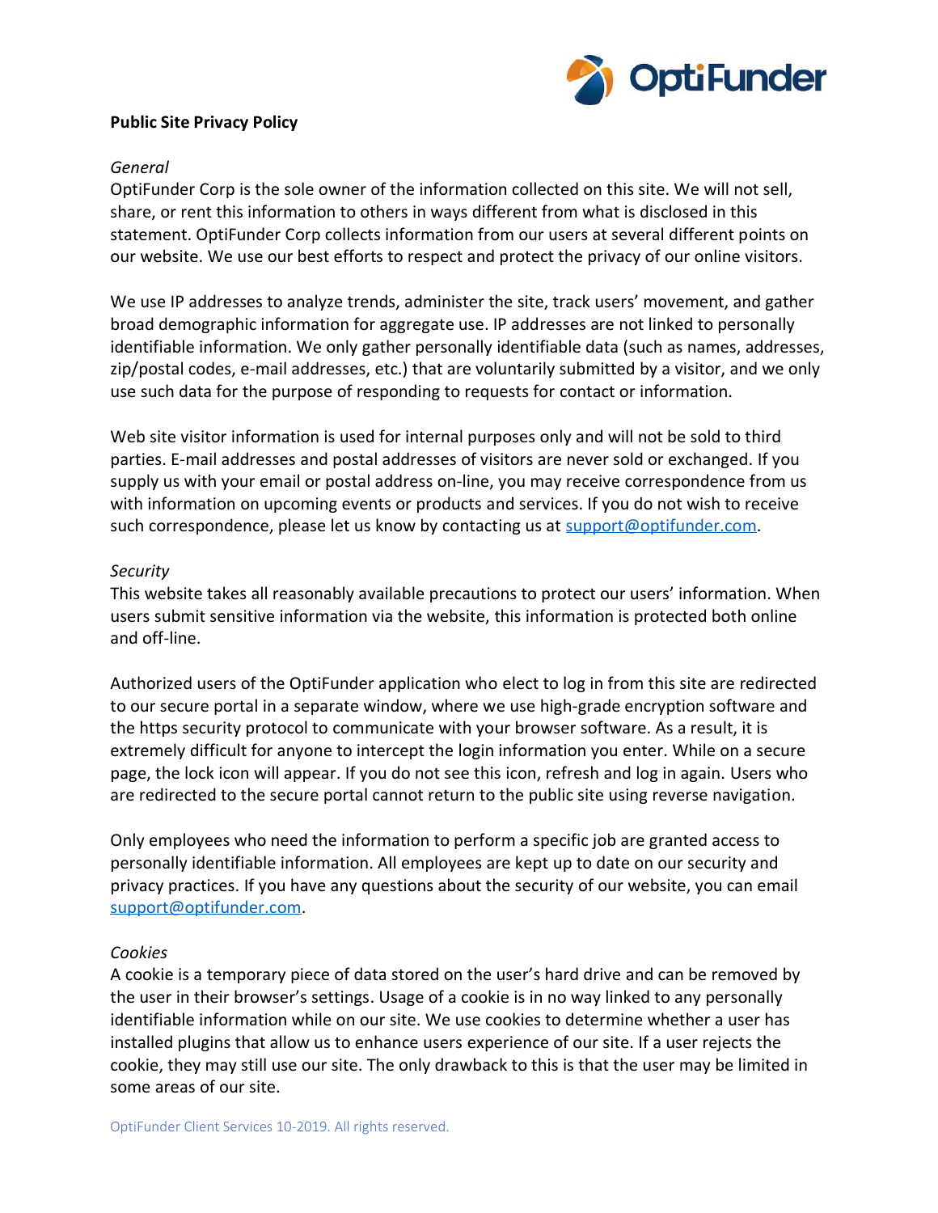# Public Site Privacy Policy

*General*

OptiFunder Corp is the sole owner of the information collected on this site. We will not sell, share, or rent this information to others in ways different from what is disclosed in this statement. OptiFunder Corp collects information from our users at several different points on our website. We use our best efforts to respect and protect the privacy of our online visitors.

We use IP addresses to analyze trends, administer the site, track users' movement, and gather broad demographic information for aggregate use. IP addresses are not linked to personally identifiable information. We only gather personally identifiable data (such as names, addresses, zip/postal codes, e-mail addresses, etc.) that are voluntarily submitted by a visitor, and we only use such data for the purpose of responding to requests for contact or information.

Web site visitor information is used for internal purposes only and will not be sold to third parties. E-mail addresses and postal addresses of visitors are never sold or exchanged. If you supply us with your email or postal address on-line, you may receive correspondence from us with information on upcoming events or products and services. If you do not wish to receive such correspondence, please let us know by contacting us at support@optifunder.com.

*Security*

This website takes all reasonably available precautions to protect our users' information. When users submit sensitive information via the website, this information is protected both online and off-line.

Authorized users of the OptiFunder application who elect to log in from this site are redirected to our secure portal in a separate window, where we use high-grade encryption software and the https security protocol to communicate with your browser software. As a result, it is extremely difficult for anyone to intercept the login information you enter. While on a secure page, the lock icon will appear. If you do not see this icon, refresh and log in again. Users who are redirected to the secure portal cannot return to the public site using reverse navigation.

Only employees who need the information to perform a specific job are granted access to personally identifiable information. All employees are kept up to date on our security and privacy practices. If you have any questions about the security of our website, you can email support@optifunder.com.

*Cookies*

A cookie is a temporary piece of data stored on the user's hard drive and can be removed by the user in their browser's settings. Usage of a cookie is in no way linked to any personally identifiable information while on our site. We use cookies to determine whether a user has installed plugins that allow us to enhance users experience of our site. If a user rejects the cookie, they may still use our site. The only drawback to this is that the user may be limited in some areas of our site.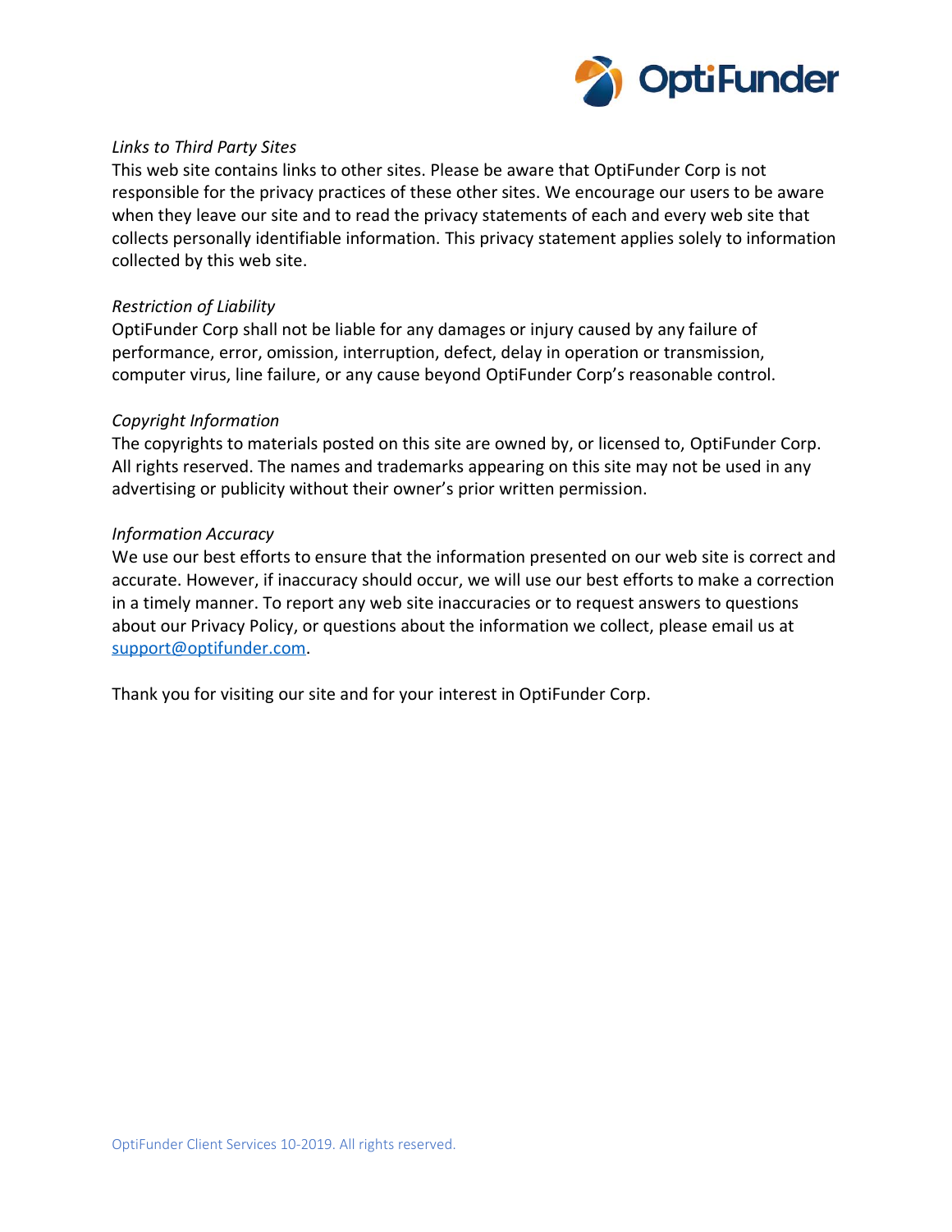*Links to Third Party Sites*
This web site contains links to other sites. Please be aware that OptiFunder Corp is not responsible for the privacy practices of these other sites. We encourage our users to be aware when they leave our site and to read the privacy statements of each and every web site that collects personally identifiable information. This privacy statement applies solely to information collected by this web site.

*Restriction of Liability*
OptiFunder Corp shall not be liable for any damages or injury caused by any failure of performance, error, omission, interruption, defect, delay in operation or transmission, computer virus, line failure, or any cause beyond OptiFunder Corp's reasonable control.

*Copyright Information*
The copyrights to materials posted on this site are owned by, or licensed to, OptiFunder Corp. All rights reserved. The names and trademarks appearing on this site may not be used in any advertising or publicity without their owner's prior written permission.

*Information Accuracy*
We use our best efforts to ensure that the information presented on our web site is correct and accurate. However, if inaccuracy should occur, we will use our best efforts to make a correction in a timely manner. To report any web site inaccuracies or to request answers to questions about our Privacy Policy, or questions about the information we collect, please email us at support@optifunder.com.

Thank you for visiting our site and for your interest in OptiFunder Corp.